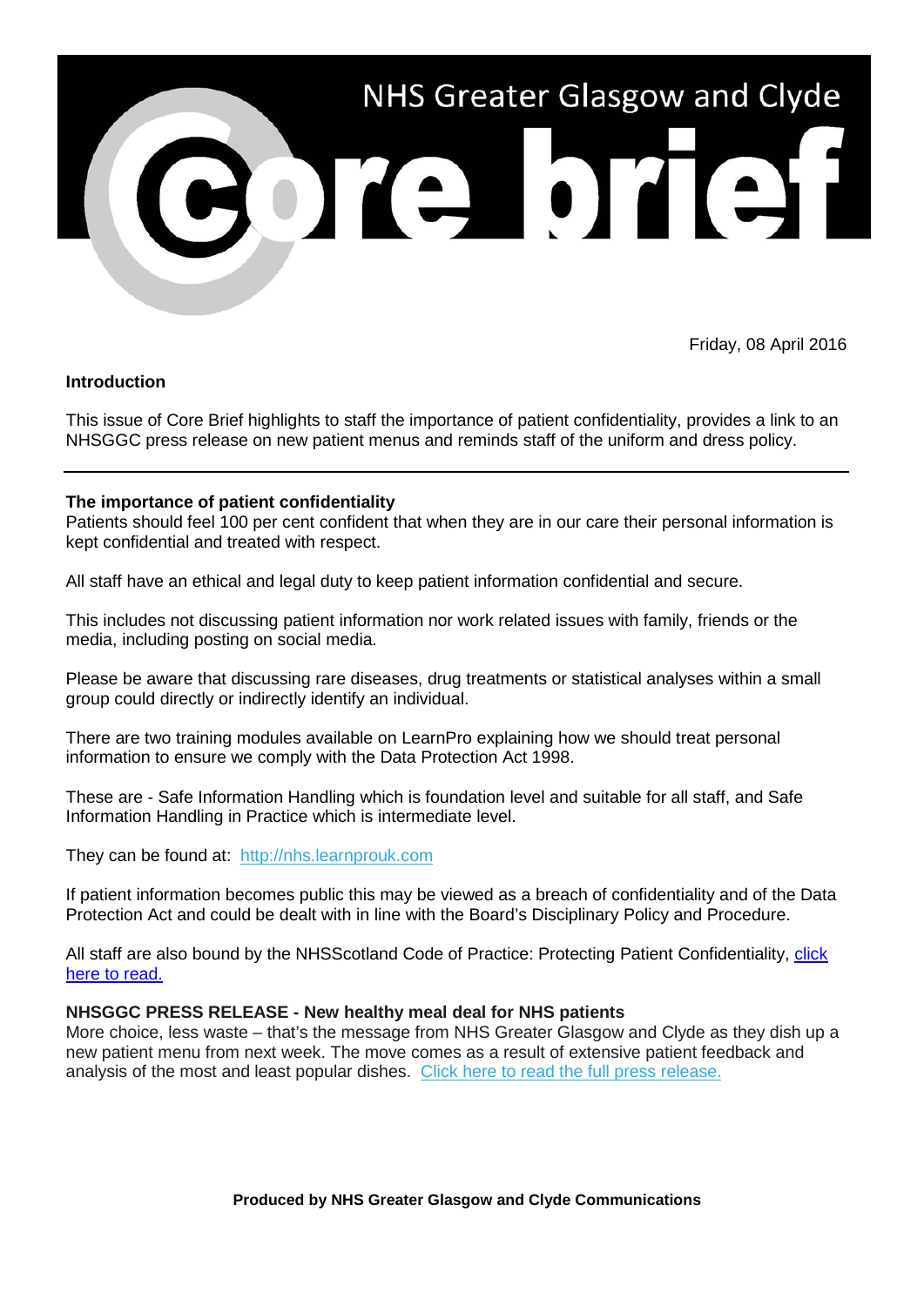# NHS Greater Glasgow and Clyde Core brief

Friday, 08 April 2016

**Introduction**

This issue of Core Brief highlights to staff the importance of patient confidentiality, provides a link to an NHSGGC press release on new patient menus and reminds staff of the uniform and dress policy.

---

**The importance of patient confidentiality**

Patients should feel 100 per cent confident that when they are in our care their personal information is kept confidential and treated with respect.

All staff have an ethical and legal duty to keep patient information confidential and secure.

This includes not discussing patient information nor work related issues with family, friends or the media, including posting on social media.

Please be aware that discussing rare diseases, drug treatments or statistical analyses within a small group could directly or indirectly identify an individual.

There are two training modules available on LearnPro explaining how we should treat personal information to ensure we comply with the Data Protection Act 1998.

These are - Safe Information Handling which is foundation level and suitable for all staff, and Safe Information Handling in Practice which is intermediate level.

They can be found at: http://nhs.learnprouk.com

If patient information becomes public this may be viewed as a breach of confidentiality and of the Data Protection Act and could be dealt with in line with the Board's Disciplinary Policy and Procedure.

All staff are also bound by the NHSScotland Code of Practice: Protecting Patient Confidentiality, click here to read.

**NHSGGC PRESS RELEASE - New healthy meal deal for NHS patients**

More choice, less waste – that's the message from NHS Greater Glasgow and Clyde as they dish up a new patient menu from next week. The move comes as a result of extensive patient feedback and analysis of the most and least popular dishes. Click here to read the full press release.

**Produced by NHS Greater Glasgow and Clyde Communications**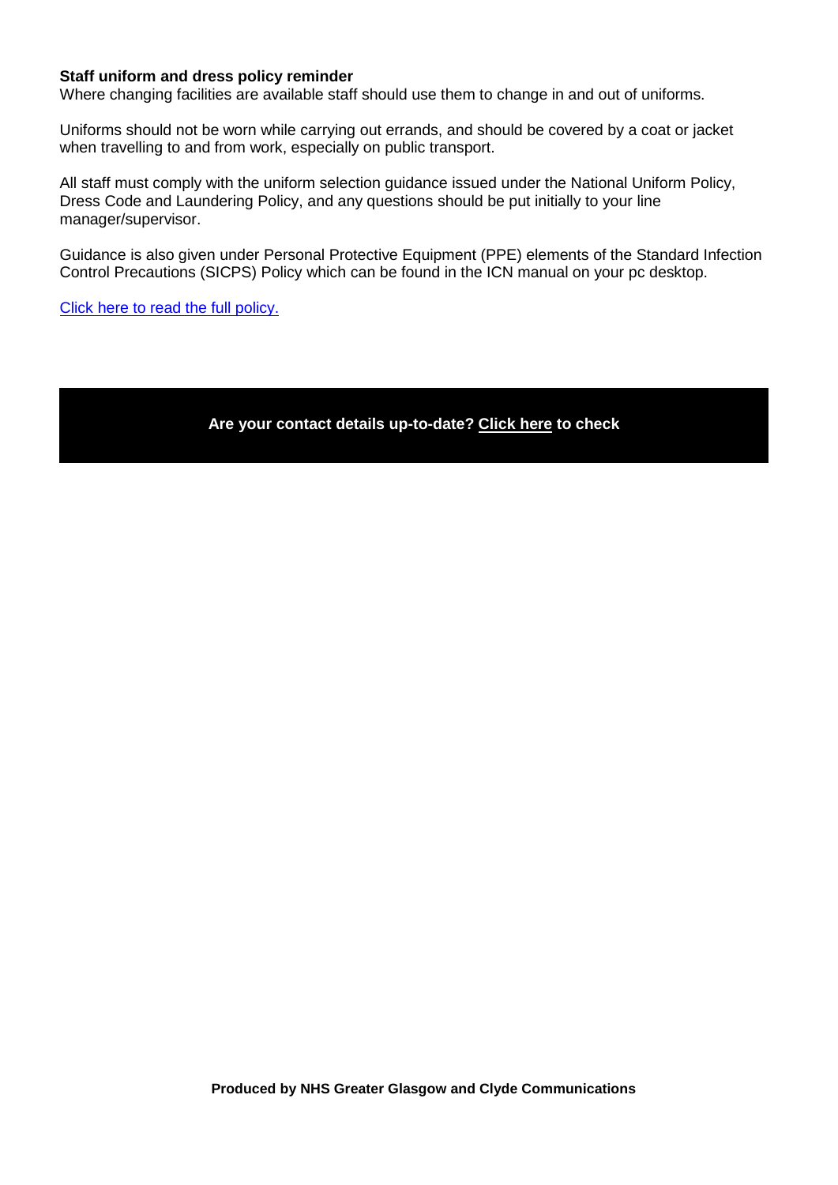**Staff uniform and dress policy reminder**

Where changing facilities are available staff should use them to change in and out of uniforms.

Uniforms should not be worn while carrying out errands, and should be covered by a coat or jacket when travelling to and from work, especially on public transport.

All staff must comply with the uniform selection guidance issued under the National Uniform Policy, Dress Code and Laundering Policy, and any questions should be put initially to your line manager/supervisor.

Guidance is also given under Personal Protective Equipment (PPE) elements of the Standard Infection Control Precautions (SICPS) Policy which can be found in the ICN manual on your pc desktop.

Click here to read the full policy.

**Are your contact details up-to-date? Click here to check**

**Produced by NHS Greater Glasgow and Clyde Communications**